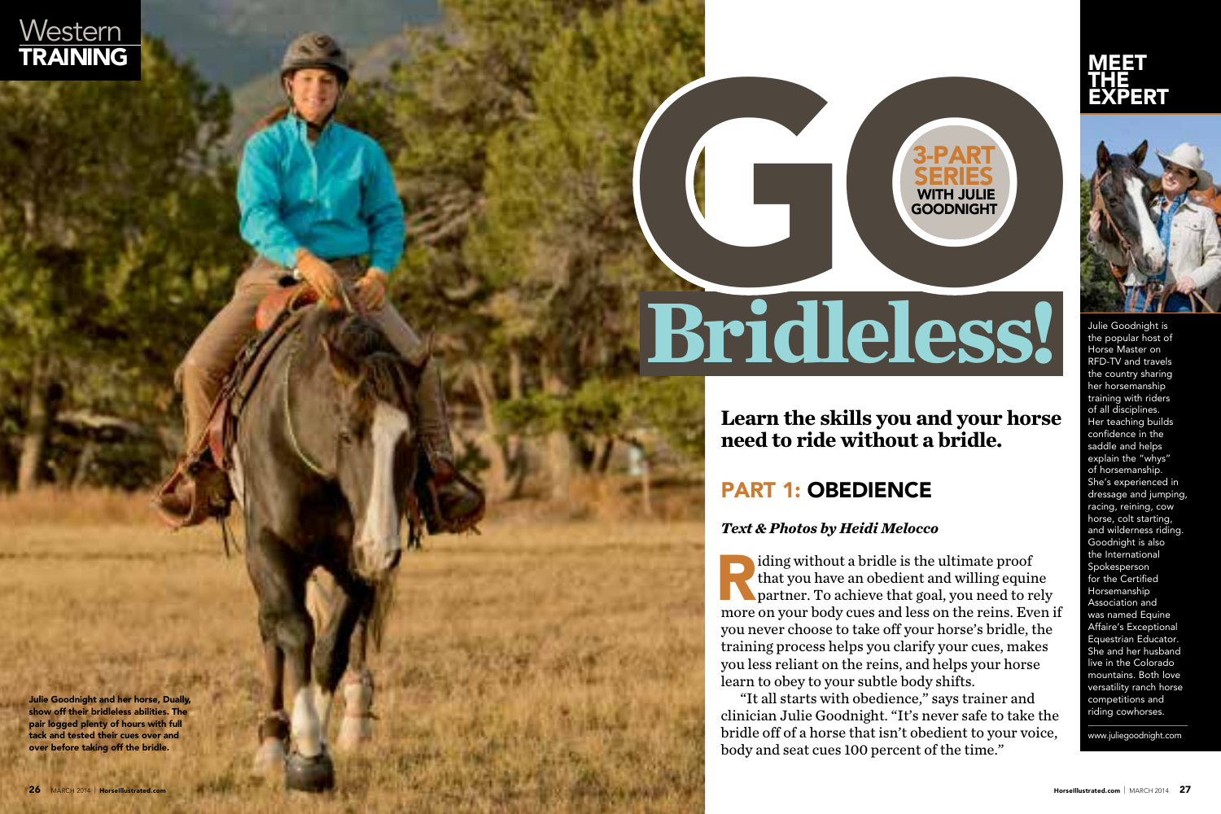Western TRAINING

# GO Bridleless!

3-PART SERIES WITH JULIE GOODNIGHT

## Learn the skills you and your horse need to ride without a bridle.

## PART 1: OBEDIENCE

***Text & Photos by Heidi Melocco***

Riding without a bridle is the ultimate proof that you have an obedient and willing equine partner. To achieve that goal, you need to rely more on your body cues and less on the reins. Even if you never choose to take off your horse's bridle, the training process helps you clarify your cues, makes you less reliant on the reins, and helps your horse learn to obey to your subtle body shifts.

"It all starts with obedience," says trainer and clinician Julie Goodnight. "It's never safe to take the bridle off of a horse that isn't obedient to your voice, body and seat cues 100 percent of the time."

**Julie Goodnight and her horse, Dually, show off their bridleless abilities. The pair logged plenty of hours with full tack and tested their cues over and over before taking off the bridle.**

## MEET THE EXPERT

Julie Goodnight is the popular host of Horse Master on RFD-TV and travels the country sharing her horsemanship training with riders of all disciplines. Her teaching builds confidence in the saddle and helps explain the "whys" of horsemanship. She's experienced in dressage and jumping, racing, reining, cow horse, colt starting, and wilderness riding. Goodnight is also the International Spokesperson for the Certified Horsemanship Association and was named Equine Affaire's Exceptional Equestrian Educator. She and her husband live in the Colorado mountains. Both love versatility ranch horse competitions and riding cowhorses.

www.juliegoodnight.com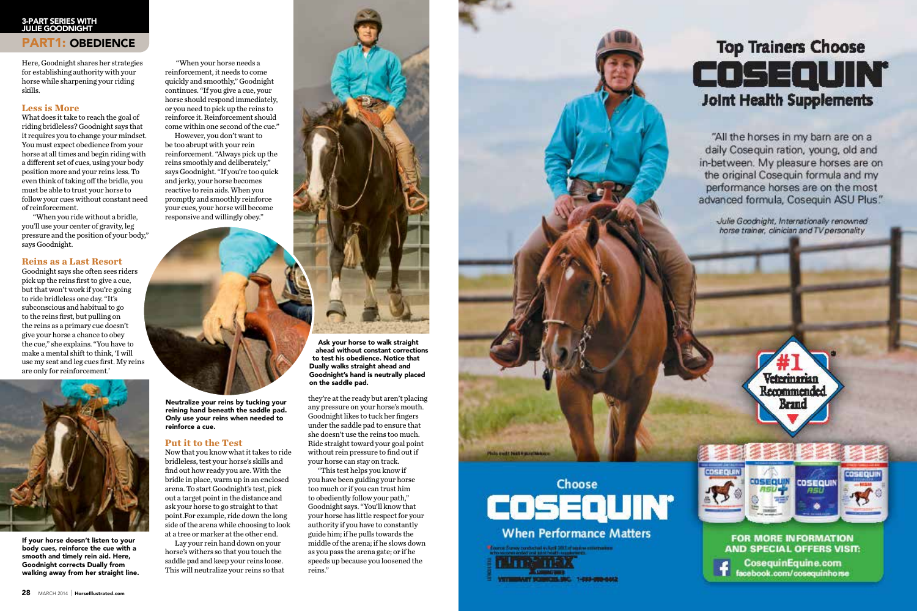3-PART SERIES WITH JULIE GOODNIGHT

## PART1: OBEDIENCE

Here, Goodnight shares her strategies for establishing authority with your horse while sharpening your riding skills.

### Less is More

What does it take to reach the goal of riding bridleless? Goodnight says that it requires you to change your mindset. You must expect obedience from your horse at all times and begin riding with a different set of cues, using your body position more and your reins less. To even think of taking off the bridle, you must be able to trust your horse to follow your cues without constant need of reinforcement.

"When you ride without a bridle, you'll use your center of gravity, leg pressure and the position of your body," says Goodnight.

### Reins as a Last Resort

Goodnight says she often sees riders pick up the reins first to give a cue, but that won't work if you're going to ride bridleless one day. "It's subconscious and habitual to go to the reins first, but pulling on the reins as a primary cue doesn't give your horse a chance to obey the cue," she explains. "You have to make a mental shift to think, 'I will use my seat and leg cues first. My reins are only for reinforcement.'

**If your horse doesn't listen to your body cues, reinforce the cue with a smooth and timely rein aid. Here, Goodnight corrects Dually from walking away from her straight line.**

"When your horse needs a reinforcement, it needs to come quickly and smoothly," Goodnight continues. "If you give a cue, your horse should respond immediately, or you need to pick up the reins to reinforce it. Reinforcement should come within one second of the cue."

However, you don't want to be too abrupt with your rein reinforcement. "Always pick up the reins smoothly and deliberately," says Goodnight. "If you're too quick and jerky, your horse becomes reactive to rein aids. When you promptly and smoothly reinforce your cues, your horse will become responsive and willingly obey."

**Neutralize your reins by tucking your reining hand beneath the saddle pad. Only use your reins when needed to reinforce a cue.**

### Put it to the Test

Now that you know what it takes to ride bridleless, test your horse's skills and find out how ready you are. With the bridle in place, warm up in an enclosed arena. To start Goodnight's test, pick out a target point in the distance and ask your horse to go straight to that point.For example, ride down the long side of the arena while choosing to look at a tree or marker at the other end.

Lay your rein hand down on your horse's withers so that you touch the saddle pad and keep your reins loose. This will neutralize your reins so that they're at the ready but aren't placing any pressure on your horse's mouth. Goodnight likes to tuck her fingers under the saddle pad to ensure that she doesn't use the reins too much. Ride straight toward your goal point without rein pressure to find out if your horse can stay on track.

"This test helps you know if you have been guiding your horse too much or if you can trust him to obediently follow your path," Goodnight says. "You'll know that your horse has little respect for your authority if you have to constantly guide him; if he pulls towards the middle of the arena; if he slows down as you pass the arena gate; or if he speeds up because you loosened the reins."

**Ask your horse to walk straight ahead without constant corrections to test his obedience. Notice that Dually walks straight ahead and Goodnight's hand is neutrally placed on the saddle pad.**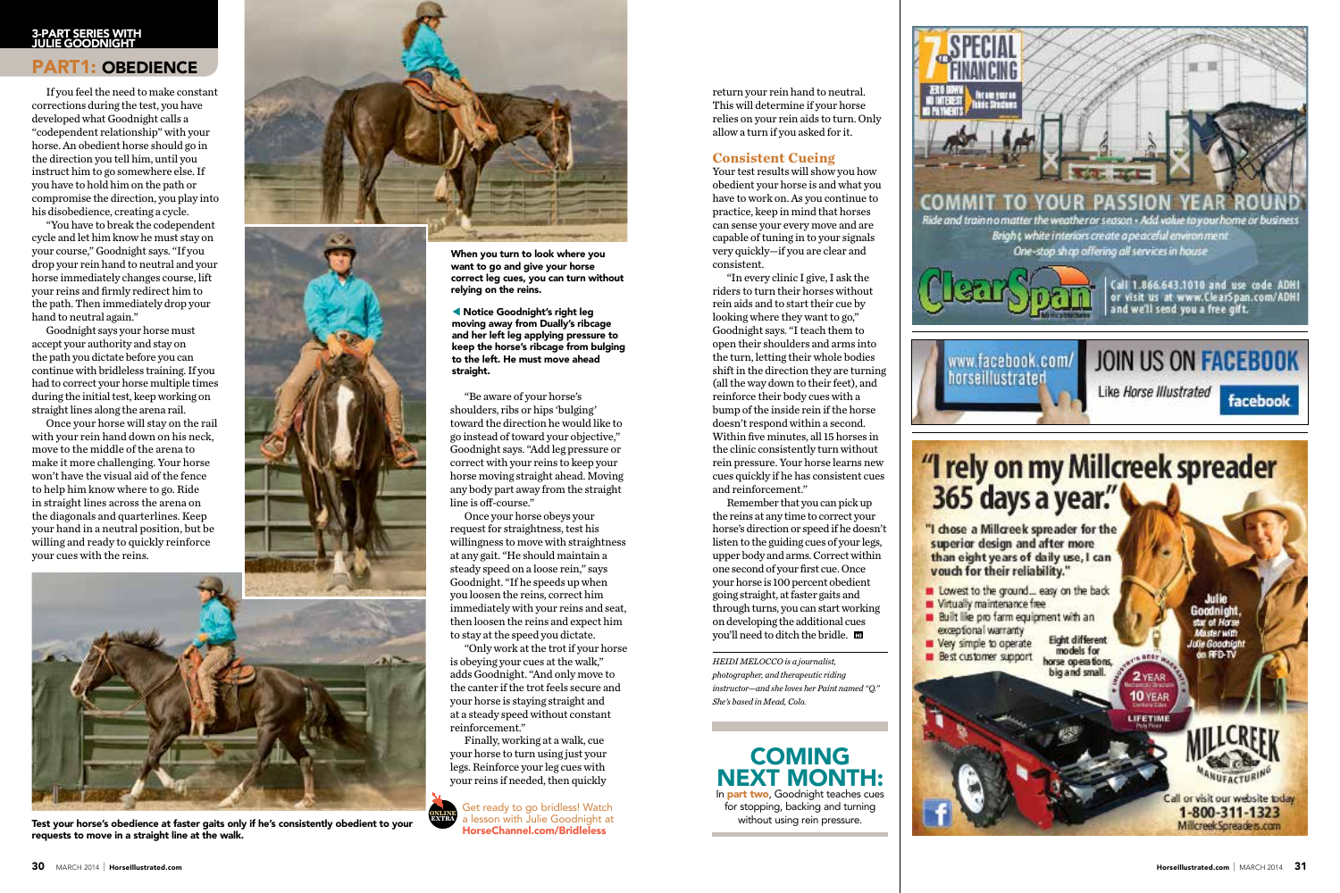3-PART SERIES WITH JULIE GOODNIGHT

## PART1: OBEDIENCE

If you feel the need to make constant corrections during the test, you have developed what Goodnight calls a "codependent relationship" with your horse. An obedient horse should go in the direction you tell him, until you instruct him to go somewhere else. If you have to hold him on the path or compromise the direction, you play into his disobedience, creating a cycle.

"You have to break the codependent cycle and let him know he must stay on your course," Goodnight says. "If you drop your rein hand to neutral and your horse immediately changes course, lift your reins and firmly redirect him to the path. Then immediately drop your hand to neutral again."

Goodnight says your horse must accept your authority and stay on the path you dictate before you can continue with bridleless training. If you had to correct your horse multiple times during the initial test, keep working on straight lines along the arena rail.

Once your horse will stay on the rail with your rein hand down on his neck, move to the middle of the arena to make it more challenging. Your horse won't have the visual aid of the fence to help him know where to go. Ride in straight lines across the arena on the diagonals and quarterlines. Keep your hand in a neutral position, but be willing and ready to quickly reinforce your cues with the reins.

**When you turn to look where you want to go and give your horse correct leg cues, you can turn without relying on the reins.**

**◀ Notice Goodnight's right leg moving away from Dually's ribcage and her left leg applying pressure to keep the horse's ribcage from bulging to the left. He must move ahead straight.**

**Test your horse's obedience at faster gaits only if he's consistently obedient to your requests to move in a straight line at the walk.**

"Be aware of your horse's shoulders, ribs or hips 'bulging' toward the direction he would like to go instead of toward your objective," Goodnight says. "Add leg pressure or correct with your reins to keep your horse moving straight ahead. Moving any body part away from the straight line is off-course."

Once your horse obeys your request for straightness, test his willingness to move with straightness at any gait. "He should maintain a steady speed on a loose rein," says Goodnight. "If he speeds up when you loosen the reins, correct him immediately with your reins and seat, then loosen the reins and expect him to stay at the speed you dictate.

"Only work at the trot if your horse is obeying your cues at the walk," adds Goodnight. "And only move to the canter if the trot feels secure and your horse is staying straight and at a steady speed without constant reinforcement."

Finally, working at a walk, cue your horse to turn using just your legs. Reinforce your leg cues with your reins if needed, then quickly return your rein hand to neutral. This will determine if your horse relies on your rein aids to turn. Only allow a turn if you asked for it.

### Consistent Cueing

Your test results will show you how obedient your horse is and what you have to work on. As you continue to practice, keep in mind that horses can sense your every move and are capable of tuning in to your signals very quickly—if you are clear and consistent.

"In every clinic I give, I ask the riders to turn their horses without rein aids and to start their cue by looking where they want to go," Goodnight says. "I teach them to open their shoulders and arms into the turn, letting their whole bodies shift in the direction they are turning (all the way down to their feet), and reinforce their body cues with a bump of the inside rein if the horse doesn't respond within a second. Within five minutes, all 15 horses in the clinic consistently turn without rein pressure. Your horse learns new cues quickly if he has consistent cues and reinforcement."

Remember that you can pick up the reins at any time to correct your horse's direction or speed if he doesn't listen to the guiding cues of your legs, upper body and arms. Correct within one second of your first cue. Once your horse is 100 percent obedient going straight, at faster gaits and through turns, you can start working on developing the additional cues you'll need to ditch the bridle.

*HEIDI MELOCCO is a journalist, photographer, and therapeutic riding instructor—and she loves her Paint named "Q." She's based in Mead, Colo.*

ONLINE EXTRA: Get ready to go bridless! Watch a lesson with Julie Goodnight at **HorseChannel.com/Bridleless**

## COMING NEXT MONTH:

In **part two**, Goodnight teaches cues for stopping, backing and turning without using rein pressure.

---

SPECIAL FINANCING — ZERO DOWN, NO INTEREST, NO PAYMENTS for one year on Fabric Structures

COMMIT TO YOUR PASSION YEAR ROUND

Ride and train no matter the weather or season • Add value to your home or business
Bright, white interiors create a peaceful environment
One-stop shop offering all services in house

ClearSpan — Call 1.866.643.1010 and use code ADHI or visit us at www.ClearSpan.com/ADHI and we'll send you a free gift.

---

www.facebook.com/horseillustrated

JOIN US ON FACEBOOK — Like *Horse Illustrated* — facebook

---

"I rely on my Millcreek spreader 365 days a year."

"I chose a Millcreek spreader for the superior design and after more than eight years of daily use, I can vouch for their reliability."

- Lowest to the ground... easy on the back
- Virtually maintenance free
- Built like pro farm equipment with an exceptional warranty
- Very simple to operate
- Best customer support

Eight different models for horse operations, big and small.

Julie Goodnight, star of *Horse Master with Julie Goodnight* on RFD-TV

Industry's Best Warranty: 2 YEAR, 10 YEAR, LIFETIME

Millcreek Manufacturing — Call or visit our website today 1-800-311-1323 MillcreekSpreaders.com